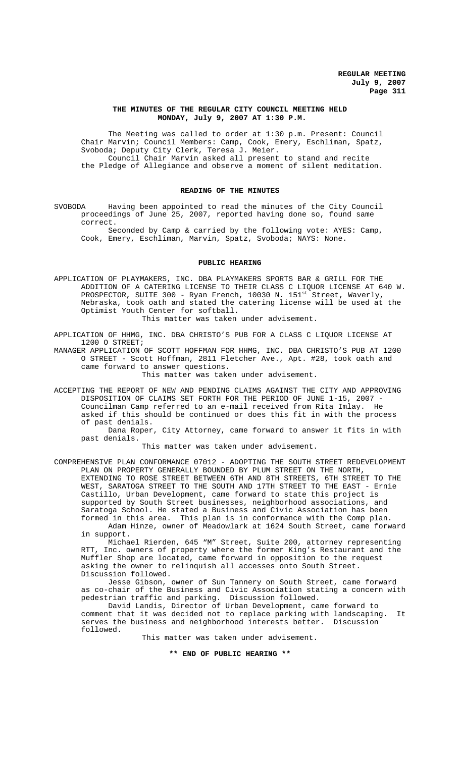# THE MINUTES OF THE REGULAR CITY COUNCIL MEETING HELD MONDAY, July 9, 2007 AT 1:30 P.M.

The Meeting was called to order at 1:30 p.m. Present: Council Chair Marvin; Council Members: Camp, Cook, Emery, Eschliman, Spatz, Svoboda; Deputy City Clerk, Teresa J. Meier.

Council Chair Marvin asked all present to stand and recite the Pledge of Allegiance and observe a moment of silent meditation.

## READING OF THE MINUTES

SVOBODA Having been appointed to read the minutes of the City Council proceedings of June 25, 2007, reported having done so, found same correct.

Seconded by Camp & carried by the following vote: AYES: Camp, Cook, Emery, Eschliman, Marvin, Spatz, Svoboda; NAYS: None.

## PUBLIC HEARING

APPLICATION OF PLAYMAKERS, INC. DBA PLAYMAKERS SPORTS BAR & GRILL FOR THE ADDITION OF A CATERING LICENSE TO THEIR CLASS C LIQUOR LICENSE AT 640 W. PROSPECTOR, SUITE 300 - Ryan French, 10030 N. 151st Street, Waverly, Nebraska, took oath and stated the catering license will be used at the Optimist Youth Center for softball.

This matter was taken under advisement.

APPLICATION OF HHMG, INC. DBA CHRISTO'S PUB FOR A CLASS C LIQUOR LICENSE AT 1200 O STREET;

MANAGER APPLICATION OF SCOTT HOFFMAN FOR HHMG, INC. DBA CHRISTO'S PUB AT 1200 O STREET - Scott Hoffman, 2811 Fletcher Ave., Apt. #28, took oath and came forward to answer questions.

This matter was taken under advisement.

ACCEPTING THE REPORT OF NEW AND PENDING CLAIMS AGAINST THE CITY AND APPROVING DISPOSITION OF CLAIMS SET FORTH FOR THE PERIOD OF JUNE 1-15, 2007 - Councilman Camp referred to an e-mail received from Rita Imlay. He asked if this should be continued or does this fit in with the process of past denials.

Dana Roper, City Attorney, came forward to answer it fits in with past denials.

This matter was taken under advisement.

COMPREHENSIVE PLAN CONFORMANCE 07012 - ADOPTING THE SOUTH STREET REDEVELOPMENT PLAN ON PROPERTY GENERALLY BOUNDED BY PLUM STREET ON THE NORTH, EXTENDING TO ROSE STREET BETWEEN 6TH AND 8TH STREETS, 6TH STREET TO THE WEST, SARATOGA STREET TO THE SOUTH AND 17TH STREET TO THE EAST - Ernie Castillo, Urban Development, came forward to state this project is supported by South Street businesses, neighborhood associations, and Saratoga School. He stated a Business and Civic Association has been formed in this area. This plan is in conformance with the Comp plan.

Adam Hinze, owner of Meadowlark at 1624 South Street, came forward in support.

Michael Rierden, 645 "M" Street, Suite 200, attorney representing RTT, Inc. owners of property where the former King's Restaurant and the Muffler Shop are located, came forward in opposition to the request asking the owner to relinquish all accesses onto South Street. Discussion followed.

Jesse Gibson, owner of Sun Tannery on South Street, came forward as co-chair of the Business and Civic Association stating a concern with pedestrian traffic and parking. Discussion followed.

David Landis, Director of Urban Development, came forward to comment that it was decided not to replace parking with landscaping. It serves the business and neighborhood interests better. Discussion followed.

This matter was taken under advisement.

**\*\* END OF PUBLIC HEARING \*\***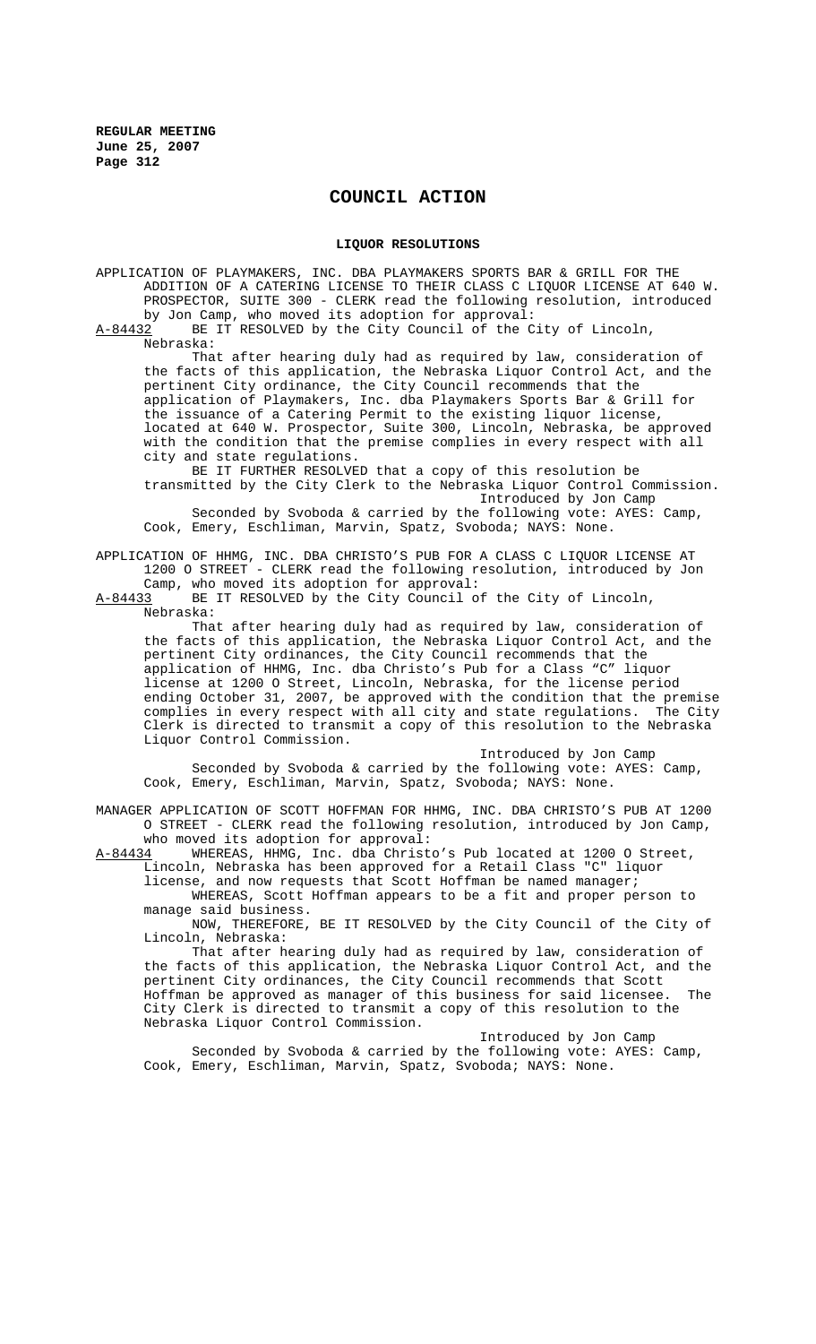# COUNCIL ACTION

## LIQUOR RESOLUTIONS

APPLICATION OF PLAYMAKERS, INC. DBA PLAYMAKERS SPORTS BAR & GRILL FOR THE ADDITION OF A CATERING LICENSE TO THEIR CLASS C LIQUOR LICENSE AT 640 W. PROSPECTOR, SUITE 300 - CLERK read the following resolution, introduced by Jon Camp, who moved its adoption for approval:

A-84432 BE IT RESOLVED by the City Council of the City of Lincoln, Nebraska:

That after hearing duly had as required by law, consideration of the facts of this application, the Nebraska Liquor Control Act, and the pertinent City ordinance, the City Council recommends that the application of Playmakers, Inc. dba Playmakers Sports Bar & Grill for the issuance of a Catering Permit to the existing liquor license, located at 640 W. Prospector, Suite 300, Lincoln, Nebraska, be approved with the condition that the premise complies in every respect with all city and state regulations.

BE IT FURTHER RESOLVED that a copy of this resolution be transmitted by the City Clerk to the Nebraska Liquor Control Commission.

Introduced by Jon Camp

Seconded by Svoboda & carried by the following vote: AYES: Camp, Cook, Emery, Eschliman, Marvin, Spatz, Svoboda; NAYS: None.

APPLICATION OF HHMG, INC. DBA CHRISTO'S PUB FOR A CLASS C LIQUOR LICENSE AT 1200 O STREET - CLERK read the following resolution, introduced by Jon Camp, who moved its adoption for approval:

A-84433 BE IT RESOLVED by the City Council of the City of Lincoln, Nebraska:

That after hearing duly had as required by law, consideration of the facts of this application, the Nebraska Liquor Control Act, and the pertinent City ordinances, the City Council recommends that the application of HHMG, Inc. dba Christo's Pub for a Class "C" liquor license at 1200 O Street, Lincoln, Nebraska, for the license period ending October 31, 2007, be approved with the condition that the premise complies in every respect with all city and state regulations. The City Clerk is directed to transmit a copy of this resolution to the Nebraska Liquor Control Commission.

Introduced by Jon Camp

Seconded by Svoboda & carried by the following vote: AYES: Camp, Cook, Emery, Eschliman, Marvin, Spatz, Svoboda; NAYS: None.

MANAGER APPLICATION OF SCOTT HOFFMAN FOR HHMG, INC. DBA CHRISTO'S PUB AT 1200 O STREET - CLERK read the following resolution, introduced by Jon Camp, who moved its adoption for approval:

A-84434 WHEREAS, HHMG, Inc. dba Christo's Pub located at 1200 O Street, Lincoln, Nebraska has been approved for a Retail Class "C" liquor license, and now requests that Scott Hoffman be named manager;

WHEREAS, Scott Hoffman appears to be a fit and proper person to manage said business.

NOW, THEREFORE, BE IT RESOLVED by the City Council of the City of Lincoln, Nebraska:

That after hearing duly had as required by law, consideration of the facts of this application, the Nebraska Liquor Control Act, and the pertinent City ordinances, the City Council recommends that Scott Hoffman be approved as manager of this business for said licensee. The City Clerk is directed to transmit a copy of this resolution to the Nebraska Liquor Control Commission.

Introduced by Jon Camp

Seconded by Svoboda & carried by the following vote: AYES: Camp, Cook, Emery, Eschliman, Marvin, Spatz, Svoboda; NAYS: None.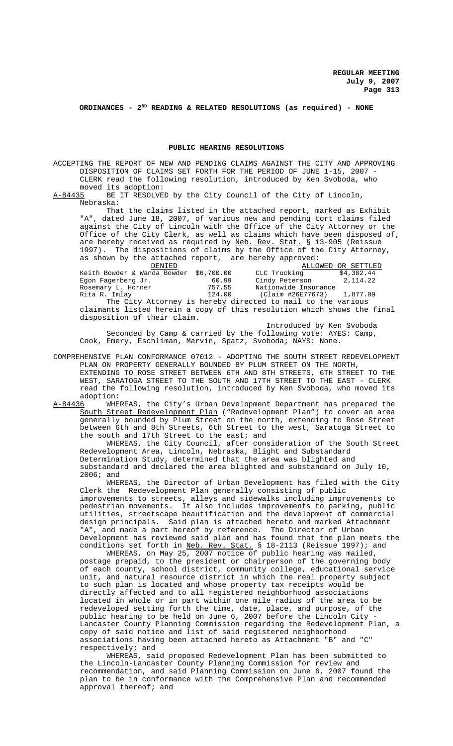**ORDINANCES - 2ND READING & RELATED RESOLUTIONS (as required) - NONE**

**PUBLIC HEARING RESOLUTIONS**

ACCEPTING THE REPORT OF NEW AND PENDING CLAIMS AGAINST THE CITY AND APPROVING DISPOSITION OF CLAIMS SET FORTH FOR THE PERIOD OF JUNE 1-15, 2007 - CLERK read the following resolution, introduced by Ken Svoboda, who moved its adoption:

A-84435 BE IT RESOLVED by the City Council of the City of Lincoln, Nebraska:

That the claims listed in the attached report, marked as Exhibit "A", dated June 18, 2007, of various new and pending tort claims filed against the City of Lincoln with the Office of the City Attorney or the Office of the City Clerk, as well as claims which have been disposed of, are hereby received as required by Neb. Rev. Stat. § 13-905 (Reissue 1997). The dispositions of claims by the Office of the City Attorney, as shown by the attached report, are hereby approved:

| DENIED | | ALLOWED OR SETTLED | |
|---|---|---|---|
| Keith Bowder & Wanda Bowder | $6,700.00 | CLC Trucking | $4,302.44 |
| Egon Fagerberg Jr. | 60.99 | Cindy Peterson | 2,114.22 |
| Rosemary L. Horner | 757.55 | Nationwide Insurance | |
| Rita R. Imlay | 124.00 | (Claim #26E77673) | 1,877.09 |

The City Attorney is hereby directed to mail to the various claimants listed herein a copy of this resolution which shows the final disposition of their claim.

Introduced by Ken Svoboda

Seconded by Camp & carried by the following vote: AYES: Camp, Cook, Emery, Eschliman, Marvin, Spatz, Svoboda; NAYS: None.

COMPREHENSIVE PLAN CONFORMANCE 07012 - ADOPTING THE SOUTH STREET REDEVELOPMENT PLAN ON PROPERTY GENERALLY BOUNDED BY PLUM STREET ON THE NORTH, EXTENDING TO ROSE STREET BETWEEN 6TH AND 8TH STREETS, 6TH STREET TO THE WEST, SARATOGA STREET TO THE SOUTH AND 17TH STREET TO THE EAST - CLERK read the following resolution, introduced by Ken Svoboda, who moved its adoption:

A-84436 WHEREAS, the City's Urban Development Department has prepared the South Street Redevelopment Plan ("Redevelopment Plan") to cover an area generally bounded by Plum Street on the north, extending to Rose Street between 6th and 8th Streets, 6th Street to the west, Saratoga Street to the south and 17th Street to the east; and

WHEREAS, the City Council, after consideration of the South Street Redevelopment Area, Lincoln, Nebraska, Blight and Substandard Determination Study, determined that the area was blighted and substandard and declared the area blighted and substandard on July 10, 2006; and

WHEREAS, the Director of Urban Development has filed with the City Clerk the Redevelopment Plan generally consisting of public improvements to streets, alleys and sidewalks including improvements to pedestrian movements. It also includes improvements to parking, public utilities, streetscape beautification and the development of commercial design principals. Said plan is attached hereto and marked Attachment "A", and made a part hereof by reference. The Director of Urban Development has reviewed said plan and has found that the plan meets the conditions set forth in Neb. Rev. Stat. § 18-2113 (Reissue 1997); and

WHEREAS, on May 25, 2007 notice of public hearing was mailed, postage prepaid, to the president or chairperson of the governing body of each county, school district, community college, educational service unit, and natural resource district in which the real property subject to such plan is located and whose property tax receipts would be directly affected and to all registered neighborhood associations located in whole or in part within one mile radius of the area to be redeveloped setting forth the time, date, place, and purpose, of the public hearing to be held on June 6, 2007 before the Lincoln City - Lancaster County Planning Commission regarding the Redevelopment Plan, a copy of said notice and list of said registered neighborhood associations having been attached hereto as Attachment "B" and "C" respectively; and

WHEREAS, said proposed Redevelopment Plan has been submitted to the Lincoln-Lancaster County Planning Commission for review and recommendation, and said Planning Commission on June 6, 2007 found the plan to be in conformance with the Comprehensive Plan and recommended approval thereof; and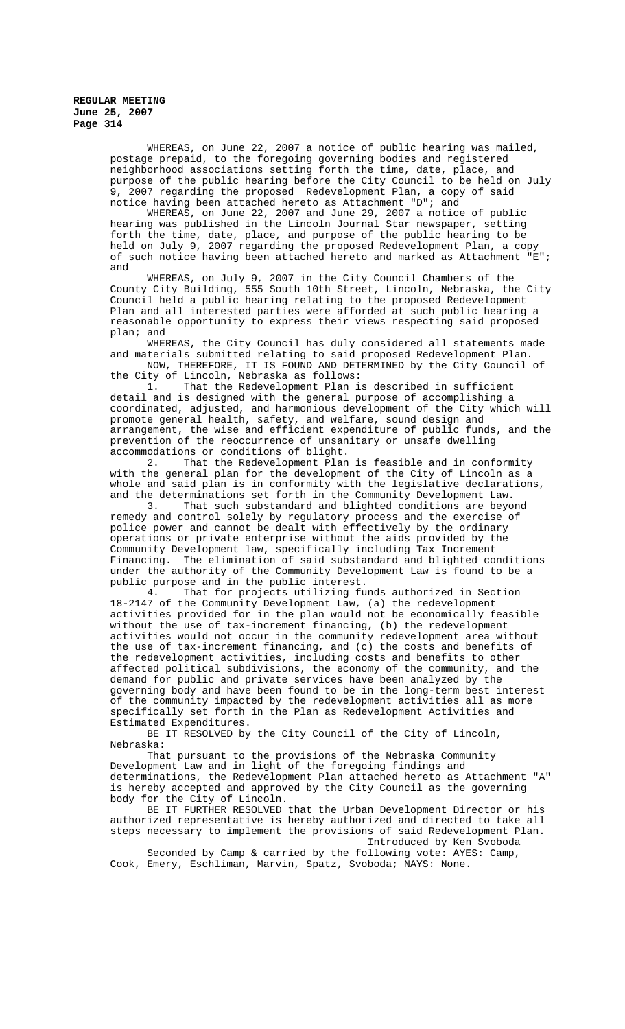WHEREAS, on June 22, 2007 a notice of public hearing was mailed, postage prepaid, to the foregoing governing bodies and registered neighborhood associations setting forth the time, date, place, and purpose of the public hearing before the City Council to be held on July 9, 2007 regarding the proposed Redevelopment Plan, a copy of said notice having been attached hereto as Attachment "D"; and

WHEREAS, on June 22, 2007 and June 29, 2007 a notice of public hearing was published in the Lincoln Journal Star newspaper, setting forth the time, date, place, and purpose of the public hearing to be held on July 9, 2007 regarding the proposed Redevelopment Plan, a copy of such notice having been attached hereto and marked as Attachment "E"; and

WHEREAS, on July 9, 2007 in the City Council Chambers of the County City Building, 555 South 10th Street, Lincoln, Nebraska, the City Council held a public hearing relating to the proposed Redevelopment Plan and all interested parties were afforded at such public hearing a reasonable opportunity to express their views respecting said proposed plan; and

WHEREAS, the City Council has duly considered all statements made and materials submitted relating to said proposed Redevelopment Plan.

NOW, THEREFORE, IT IS FOUND AND DETERMINED by the City Council of the City of Lincoln, Nebraska as follows:

1. That the Redevelopment Plan is described in sufficient detail and is designed with the general purpose of accomplishing a coordinated, adjusted, and harmonious development of the City which will promote general health, safety, and welfare, sound design and arrangement, the wise and efficient expenditure of public funds, and the prevention of the reoccurrence of unsanitary or unsafe dwelling accommodations or conditions of blight.

2. That the Redevelopment Plan is feasible and in conformity with the general plan for the development of the City of Lincoln as a whole and said plan is in conformity with the legislative declarations, and the determinations set forth in the Community Development Law.

3. That such substandard and blighted conditions are beyond remedy and control solely by regulatory process and the exercise of police power and cannot be dealt with effectively by the ordinary operations or private enterprise without the aids provided by the Community Development law, specifically including Tax Increment Financing. The elimination of said substandard and blighted conditions under the authority of the Community Development Law is found to be a public purpose and in the public interest.

4. That for projects utilizing funds authorized in Section 18-2147 of the Community Development Law, (a) the redevelopment activities provided for in the plan would not be economically feasible without the use of tax-increment financing, (b) the redevelopment activities would not occur in the community redevelopment area without the use of tax-increment financing, and (c) the costs and benefits of the redevelopment activities, including costs and benefits to other affected political subdivisions, the economy of the community, and the demand for public and private services have been analyzed by the governing body and have been found to be in the long-term best interest of the community impacted by the redevelopment activities all as more specifically set forth in the Plan as Redevelopment Activities and Estimated Expenditures.

BE IT RESOLVED by the City Council of the City of Lincoln, Nebraska:

That pursuant to the provisions of the Nebraska Community Development Law and in light of the foregoing findings and determinations, the Redevelopment Plan attached hereto as Attachment "A" is hereby accepted and approved by the City Council as the governing body for the City of Lincoln.

BE IT FURTHER RESOLVED that the Urban Development Director or his authorized representative is hereby authorized and directed to take all steps necessary to implement the provisions of said Redevelopment Plan.

Introduced by Ken Svoboda

Seconded by Camp & carried by the following vote: AYES: Camp, Cook, Emery, Eschliman, Marvin, Spatz, Svoboda; NAYS: None.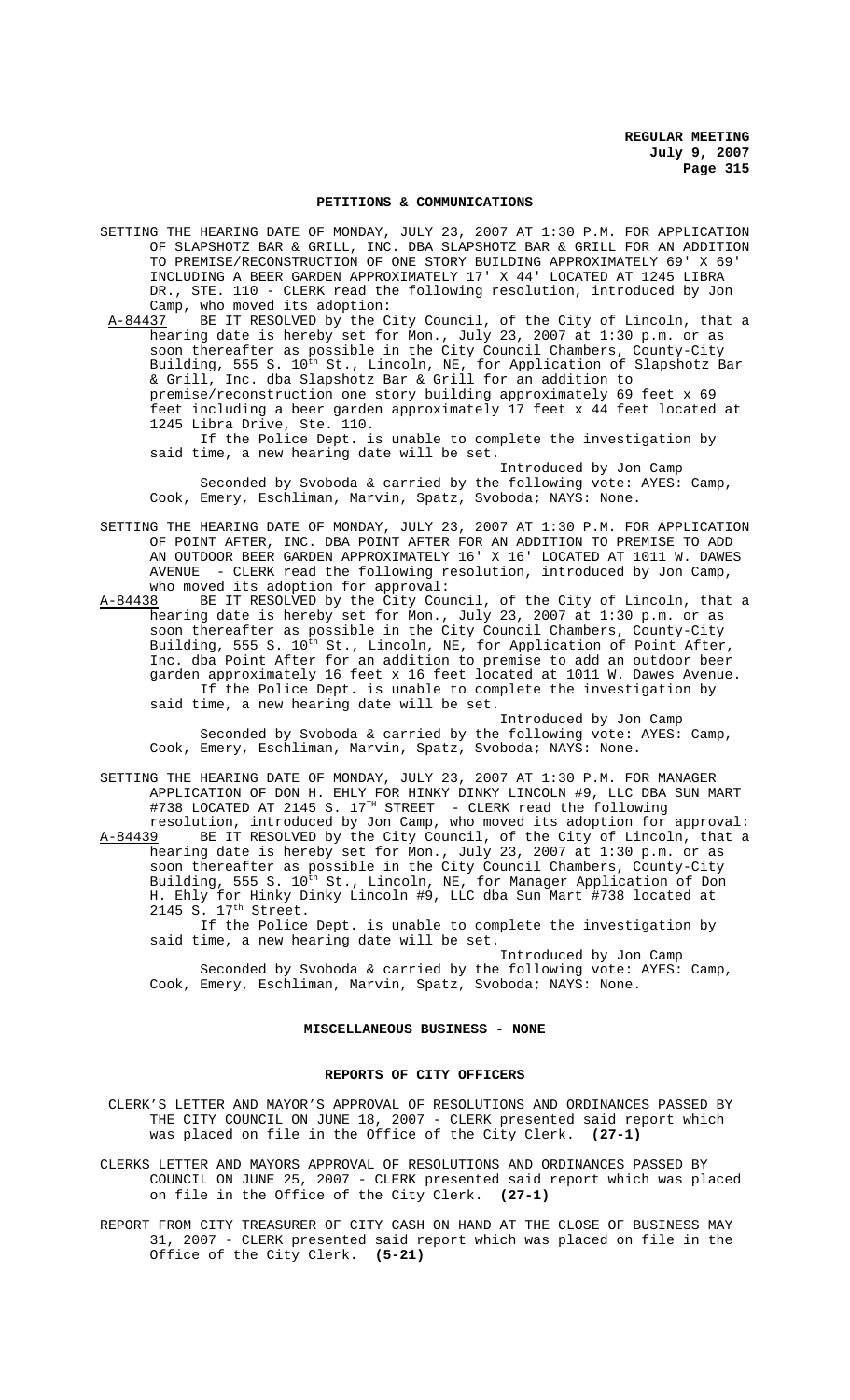## PETITIONS & COMMUNICATIONS

SETTING THE HEARING DATE OF MONDAY, JULY 23, 2007 AT 1:30 P.M. FOR APPLICATION OF SLAPSHOTZ BAR & GRILL, INC. DBA SLAPSHOTZ BAR & GRILL FOR AN ADDITION TO PREMISE/RECONSTRUCTION OF ONE STORY BUILDING APPROXIMATELY 69' X 69' INCLUDING A BEER GARDEN APPROXIMATELY 17' X 44' LOCATED AT 1245 LIBRA DR., STE. 110 - CLERK read the following resolution, introduced by Jon Camp, who moved its adoption:

A-84437 BE IT RESOLVED by the City Council, of the City of Lincoln, that a hearing date is hereby set for Mon., July 23, 2007 at 1:30 p.m. or as soon thereafter as possible in the City Council Chambers, County-City Building, 555 S. 10th St., Lincoln, NE, for Application of Slapshotz Bar & Grill, Inc. dba Slapshotz Bar & Grill for an addition to premise/reconstruction one story building approximately 69 feet x 69 feet including a beer garden approximately 17 feet x 44 feet located at 1245 Libra Drive, Ste. 110.

If the Police Dept. is unable to complete the investigation by said time, a new hearing date will be set.

Introduced by Jon Camp

Seconded by Svoboda & carried by the following vote: AYES: Camp, Cook, Emery, Eschliman, Marvin, Spatz, Svoboda; NAYS: None.

SETTING THE HEARING DATE OF MONDAY, JULY 23, 2007 AT 1:30 P.M. FOR APPLICATION OF POINT AFTER, INC. DBA POINT AFTER FOR AN ADDITION TO PREMISE TO ADD AN OUTDOOR BEER GARDEN APPROXIMATELY 16' X 16' LOCATED AT 1011 W. DAWES AVENUE - CLERK read the following resolution, introduced by Jon Camp, who moved its adoption for approval:

A-84438 BE IT RESOLVED by the City Council, of the City of Lincoln, that a hearing date is hereby set for Mon., July 23, 2007 at 1:30 p.m. or as soon thereafter as possible in the City Council Chambers, County-City Building, 555 S. 10th St., Lincoln, NE, for Application of Point After, Inc. dba Point After for an addition to premise to add an outdoor beer garden approximately 16 feet x 16 feet located at 1011 W. Dawes Avenue.

If the Police Dept. is unable to complete the investigation by said time, a new hearing date will be set.

Introduced by Jon Camp

Seconded by Svoboda & carried by the following vote: AYES: Camp, Cook, Emery, Eschliman, Marvin, Spatz, Svoboda; NAYS: None.

SETTING THE HEARING DATE OF MONDAY, JULY 23, 2007 AT 1:30 P.M. FOR MANAGER APPLICATION OF DON H. EHLY FOR HINKY DINKY LINCOLN #9, LLC DBA SUN MART #738 LOCATED AT 2145 S. 17TH STREET - CLERK read the following resolution, introduced by Jon Camp, who moved its adoption for approval:

A-84439 BE IT RESOLVED by the City Council, of the City of Lincoln, that a hearing date is hereby set for Mon., July 23, 2007 at 1:30 p.m. or as soon thereafter as possible in the City Council Chambers, County-City Building, 555 S. 10th St., Lincoln, NE, for Manager Application of Don H. Ehly for Hinky Dinky Lincoln #9, LLC dba Sun Mart #738 located at 2145 S. 17th Street.

If the Police Dept. is unable to complete the investigation by said time, a new hearing date will be set.

Introduced by Jon Camp

Seconded by Svoboda & carried by the following vote: AYES: Camp, Cook, Emery, Eschliman, Marvin, Spatz, Svoboda; NAYS: None.

## MISCELLANEOUS BUSINESS - NONE

## REPORTS OF CITY OFFICERS

CLERK'S LETTER AND MAYOR'S APPROVAL OF RESOLUTIONS AND ORDINANCES PASSED BY THE CITY COUNCIL ON JUNE 18, 2007 - CLERK presented said report which was placed on file in the Office of the City Clerk. **(27-1)**

CLERKS LETTER AND MAYORS APPROVAL OF RESOLUTIONS AND ORDINANCES PASSED BY COUNCIL ON JUNE 25, 2007 - CLERK presented said report which was placed on file in the Office of the City Clerk. **(27-1)**

REPORT FROM CITY TREASURER OF CITY CASH ON HAND AT THE CLOSE OF BUSINESS MAY 31, 2007 - CLERK presented said report which was placed on file in the Office of the City Clerk. **(5-21)**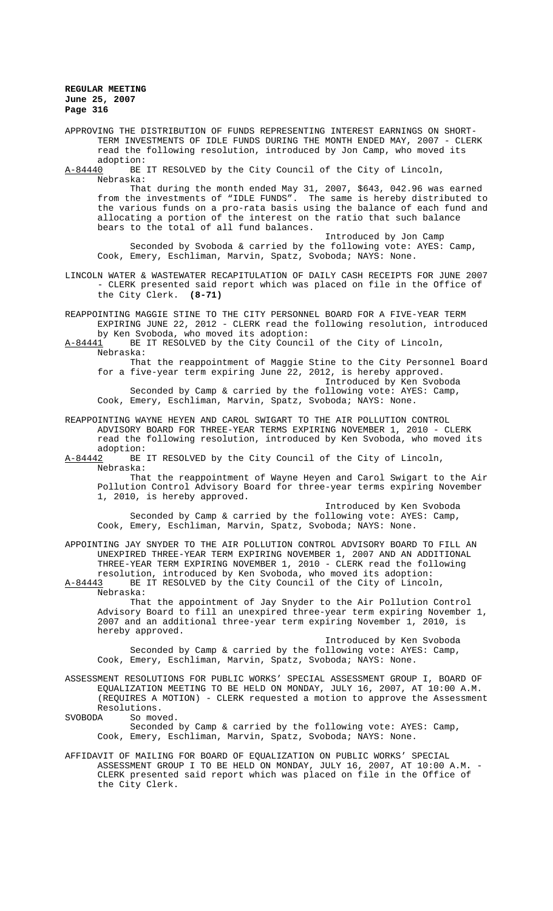APPROVING THE DISTRIBUTION OF FUNDS REPRESENTING INTEREST EARNINGS ON SHORT-TERM INVESTMENTS OF IDLE FUNDS DURING THE MONTH ENDED MAY, 2007 - CLERK read the following resolution, introduced by Jon Camp, who moved its adoption:

A-84440 BE IT RESOLVED by the City Council of the City of Lincoln, Nebraska:

That during the month ended May 31, 2007, $643, 042.96 was earned from the investments of "IDLE FUNDS". The same is hereby distributed to the various funds on a pro-rata basis using the balance of each fund and allocating a portion of the interest on the ratio that such balance bears to the total of all fund balances.

Introduced by Jon Camp

Seconded by Svoboda & carried by the following vote: AYES: Camp, Cook, Emery, Eschliman, Marvin, Spatz, Svoboda; NAYS: None.

LINCOLN WATER & WASTEWATER RECAPITULATION OF DAILY CASH RECEIPTS FOR JUNE 2007 - CLERK presented said report which was placed on file in the Office of the City Clerk. **(8-71)**

REAPPOINTING MAGGIE STINE TO THE CITY PERSONNEL BOARD FOR A FIVE-YEAR TERM EXPIRING JUNE 22, 2012 - CLERK read the following resolution, introduced by Ken Svoboda, who moved its adoption:

A-84441 BE IT RESOLVED by the City Council of the City of Lincoln, Nebraska:

That the reappointment of Maggie Stine to the City Personnel Board for a five-year term expiring June 22, 2012, is hereby approved.

Introduced by Ken Svoboda

Seconded by Camp & carried by the following vote: AYES: Camp, Cook, Emery, Eschliman, Marvin, Spatz, Svoboda; NAYS: None.

REAPPOINTING WAYNE HEYEN AND CAROL SWIGART TO THE AIR POLLUTION CONTROL ADVISORY BOARD FOR THREE-YEAR TERMS EXPIRING NOVEMBER 1, 2010 - CLERK read the following resolution, introduced by Ken Svoboda, who moved its adoption:

A-84442 BE IT RESOLVED by the City Council of the City of Lincoln, Nebraska:

That the reappointment of Wayne Heyen and Carol Swigart to the Air Pollution Control Advisory Board for three-year terms expiring November 1, 2010, is hereby approved.

Introduced by Ken Svoboda

Seconded by Camp & carried by the following vote: AYES: Camp, Cook, Emery, Eschliman, Marvin, Spatz, Svoboda; NAYS: None.

APPOINTING JAY SNYDER TO THE AIR POLLUTION CONTROL ADVISORY BOARD TO FILL AN UNEXPIRED THREE-YEAR TERM EXPIRING NOVEMBER 1, 2007 AND AN ADDITIONAL THREE-YEAR TERM EXPIRING NOVEMBER 1, 2010 - CLERK read the following resolution, introduced by Ken Svoboda, who moved its adoption:

A-84443 BE IT RESOLVED by the City Council of the City of Lincoln, Nebraska:

That the appointment of Jay Snyder to the Air Pollution Control Advisory Board to fill an unexpired three-year term expiring November 1, 2007 and an additional three-year term expiring November 1, 2010, is hereby approved.

Introduced by Ken Svoboda

Seconded by Camp & carried by the following vote: AYES: Camp, Cook, Emery, Eschliman, Marvin, Spatz, Svoboda; NAYS: None.

ASSESSMENT RESOLUTIONS FOR PUBLIC WORKS' SPECIAL ASSESSMENT GROUP I, BOARD OF EQUALIZATION MEETING TO BE HELD ON MONDAY, JULY 16, 2007, AT 10:00 A.M. (REQUIRES A MOTION) - CLERK requested a motion to approve the Assessment Resolutions.

SVOBODA So moved.

Seconded by Camp & carried by the following vote: AYES: Camp, Cook, Emery, Eschliman, Marvin, Spatz, Svoboda; NAYS: None.

AFFIDAVIT OF MAILING FOR BOARD OF EQUALIZATION ON PUBLIC WORKS' SPECIAL ASSESSMENT GROUP I TO BE HELD ON MONDAY, JULY 16, 2007, AT 10:00 A.M. - CLERK presented said report which was placed on file in the Office of the City Clerk.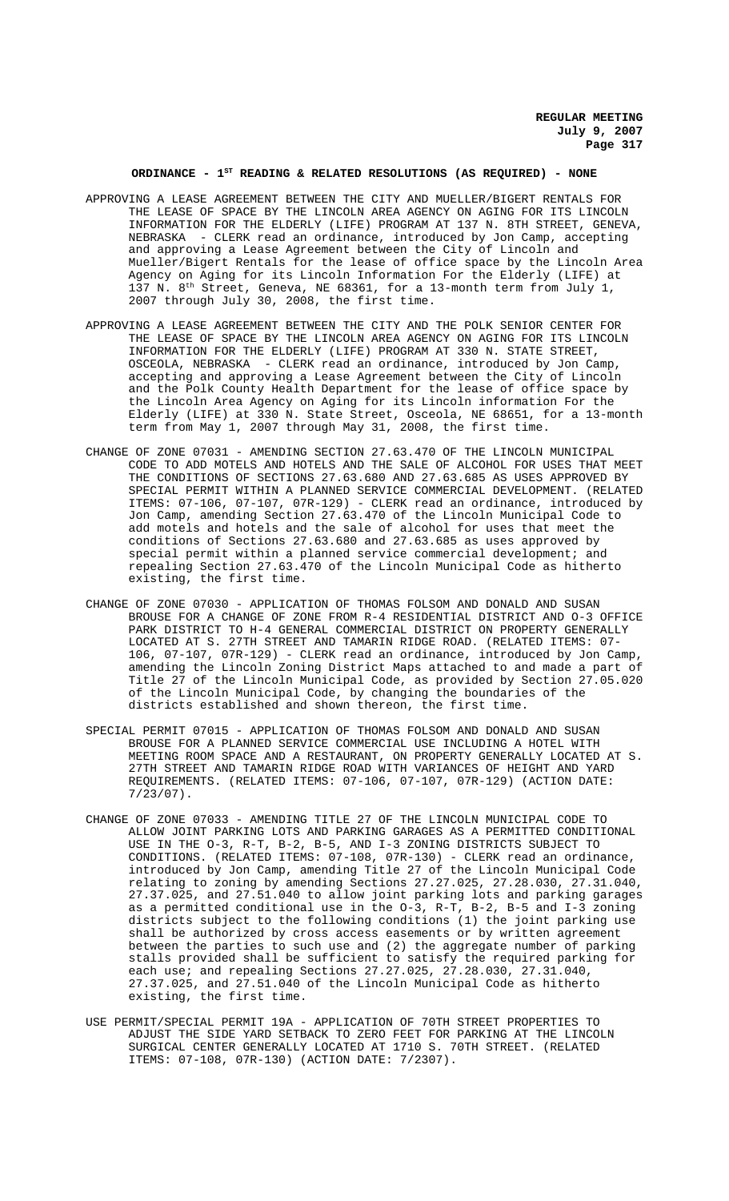## ORDINANCE - 1ST READING & RELATED RESOLUTIONS (AS REQUIRED) - NONE

APPROVING A LEASE AGREEMENT BETWEEN THE CITY AND MUELLER/BIGERT RENTALS FOR THE LEASE OF SPACE BY THE LINCOLN AREA AGENCY ON AGING FOR ITS LINCOLN INFORMATION FOR THE ELDERLY (LIFE) PROGRAM AT 137 N. 8TH STREET, GENEVA, NEBRASKA - CLERK read an ordinance, introduced by Jon Camp, accepting and approving a Lease Agreement between the City of Lincoln and Mueller/Bigert Rentals for the lease of office space by the Lincoln Area Agency on Aging for its Lincoln Information For the Elderly (LIFE) at 137 N. 8th Street, Geneva, NE 68361, for a 13-month term from July 1, 2007 through July 30, 2008, the first time.

APPROVING A LEASE AGREEMENT BETWEEN THE CITY AND THE POLK SENIOR CENTER FOR THE LEASE OF SPACE BY THE LINCOLN AREA AGENCY ON AGING FOR ITS LINCOLN INFORMATION FOR THE ELDERLY (LIFE) PROGRAM AT 330 N. STATE STREET, OSCEOLA, NEBRASKA - CLERK read an ordinance, introduced by Jon Camp, accepting and approving a Lease Agreement between the City of Lincoln and the Polk County Health Department for the lease of office space by the Lincoln Area Agency on Aging for its Lincoln information For the Elderly (LIFE) at 330 N. State Street, Osceola, NE 68651, for a 13-month term from May 1, 2007 through May 31, 2008, the first time.

CHANGE OF ZONE 07031 - AMENDING SECTION 27.63.470 OF THE LINCOLN MUNICIPAL CODE TO ADD MOTELS AND HOTELS AND THE SALE OF ALCOHOL FOR USES THAT MEET THE CONDITIONS OF SECTIONS 27.63.680 AND 27.63.685 AS USES APPROVED BY SPECIAL PERMIT WITHIN A PLANNED SERVICE COMMERCIAL DEVELOPMENT. (RELATED ITEMS: 07-106, 07-107, 07R-129) - CLERK read an ordinance, introduced by Jon Camp, amending Section 27.63.470 of the Lincoln Municipal Code to add motels and hotels and the sale of alcohol for uses that meet the conditions of Sections 27.63.680 and 27.63.685 as uses approved by special permit within a planned service commercial development; and repealing Section 27.63.470 of the Lincoln Municipal Code as hitherto existing, the first time.

CHANGE OF ZONE 07030 - APPLICATION OF THOMAS FOLSOM AND DONALD AND SUSAN BROUSE FOR A CHANGE OF ZONE FROM R-4 RESIDENTIAL DISTRICT AND O-3 OFFICE PARK DISTRICT TO H-4 GENERAL COMMERCIAL DISTRICT ON PROPERTY GENERALLY LOCATED AT S. 27TH STREET AND TAMARIN RIDGE ROAD. (RELATED ITEMS: 07-106, 07-107, 07R-129) - CLERK read an ordinance, introduced by Jon Camp, amending the Lincoln Zoning District Maps attached to and made a part of Title 27 of the Lincoln Municipal Code, as provided by Section 27.05.020 of the Lincoln Municipal Code, by changing the boundaries of the districts established and shown thereon, the first time.

SPECIAL PERMIT 07015 - APPLICATION OF THOMAS FOLSOM AND DONALD AND SUSAN BROUSE FOR A PLANNED SERVICE COMMERCIAL USE INCLUDING A HOTEL WITH MEETING ROOM SPACE AND A RESTAURANT, ON PROPERTY GENERALLY LOCATED AT S. 27TH STREET AND TAMARIN RIDGE ROAD WITH VARIANCES OF HEIGHT AND YARD REQUIREMENTS. (RELATED ITEMS: 07-106, 07-107, 07R-129) (ACTION DATE: 7/23/07).

CHANGE OF ZONE 07033 - AMENDING TITLE 27 OF THE LINCOLN MUNICIPAL CODE TO ALLOW JOINT PARKING LOTS AND PARKING GARAGES AS A PERMITTED CONDITIONAL USE IN THE O-3, R-T, B-2, B-5, AND I-3 ZONING DISTRICTS SUBJECT TO CONDITIONS. (RELATED ITEMS: 07-108, 07R-130) - CLERK read an ordinance, introduced by Jon Camp, amending Title 27 of the Lincoln Municipal Code relating to zoning by amending Sections 27.27.025, 27.28.030, 27.31.040, 27.37.025, and 27.51.040 to allow joint parking lots and parking garages as a permitted conditional use in the O-3, R-T, B-2, B-5 and I-3 zoning districts subject to the following conditions (1) the joint parking use shall be authorized by cross access easements or by written agreement between the parties to such use and (2) the aggregate number of parking stalls provided shall be sufficient to satisfy the required parking for each use; and repealing Sections 27.27.025, 27.28.030, 27.31.040, 27.37.025, and 27.51.040 of the Lincoln Municipal Code as hitherto existing, the first time.

USE PERMIT/SPECIAL PERMIT 19A - APPLICATION OF 70TH STREET PROPERTIES TO ADJUST THE SIDE YARD SETBACK TO ZERO FEET FOR PARKING AT THE LINCOLN SURGICAL CENTER GENERALLY LOCATED AT 1710 S. 70TH STREET. (RELATED ITEMS: 07-108, 07R-130) (ACTION DATE: 7/2307).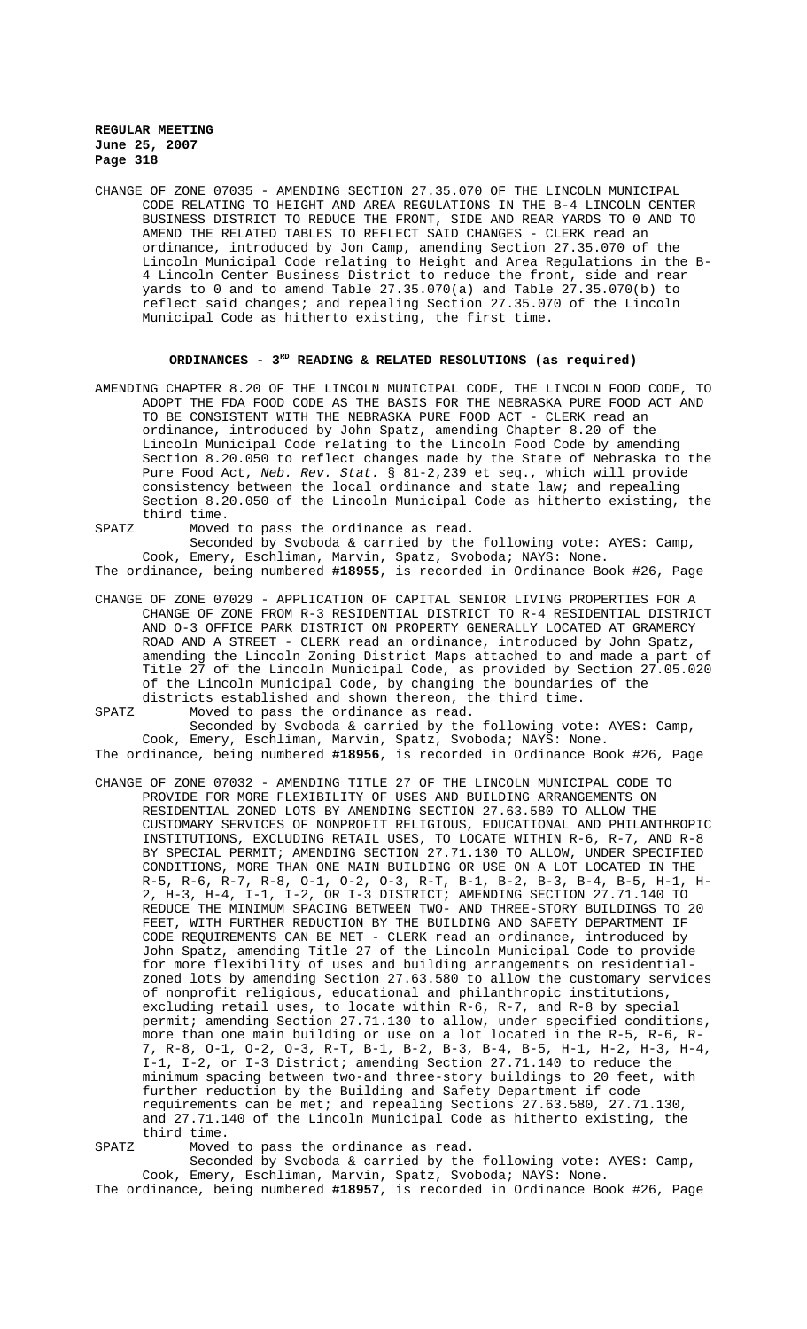CHANGE OF ZONE 07035 - AMENDING SECTION 27.35.070 OF THE LINCOLN MUNICIPAL CODE RELATING TO HEIGHT AND AREA REGULATIONS IN THE B-4 LINCOLN CENTER BUSINESS DISTRICT TO REDUCE THE FRONT, SIDE AND REAR YARDS TO 0 AND TO AMEND THE RELATED TABLES TO REFLECT SAID CHANGES - CLERK read an ordinance, introduced by Jon Camp, amending Section 27.35.070 of the Lincoln Municipal Code relating to Height and Area Regulations in the B-4 Lincoln Center Business District to reduce the front, side and rear yards to 0 and to amend Table 27.35.070(a) and Table 27.35.070(b) to reflect said changes; and repealing Section 27.35.070 of the Lincoln Municipal Code as hitherto existing, the first time.

## ORDINANCES - 3RD READING & RELATED RESOLUTIONS (as required)

AMENDING CHAPTER 8.20 OF THE LINCOLN MUNICIPAL CODE, THE LINCOLN FOOD CODE, TO ADOPT THE FDA FOOD CODE AS THE BASIS FOR THE NEBRASKA PURE FOOD ACT AND TO BE CONSISTENT WITH THE NEBRASKA PURE FOOD ACT - CLERK read an ordinance, introduced by John Spatz, amending Chapter 8.20 of the Lincoln Municipal Code relating to the Lincoln Food Code by amending Section 8.20.050 to reflect changes made by the State of Nebraska to the Pure Food Act, *Neb. Rev. Stat.* § 81-2,239 et seq., which will provide consistency between the local ordinance and state law; and repealing Section 8.20.050 of the Lincoln Municipal Code as hitherto existing, the third time.

SPATZ Moved to pass the ordinance as read.

Seconded by Svoboda & carried by the following vote: AYES: Camp, Cook, Emery, Eschliman, Marvin, Spatz, Svoboda; NAYS: None.

The ordinance, being numbered **#18955**, is recorded in Ordinance Book #26, Page

CHANGE OF ZONE 07029 - APPLICATION OF CAPITAL SENIOR LIVING PROPERTIES FOR A CHANGE OF ZONE FROM R-3 RESIDENTIAL DISTRICT TO R-4 RESIDENTIAL DISTRICT AND O-3 OFFICE PARK DISTRICT ON PROPERTY GENERALLY LOCATED AT GRAMERCY ROAD AND A STREET - CLERK read an ordinance, introduced by John Spatz, amending the Lincoln Zoning District Maps attached to and made a part of Title 27 of the Lincoln Municipal Code, as provided by Section 27.05.020 of the Lincoln Municipal Code, by changing the boundaries of the districts established and shown thereon, the third time.

SPATZ Moved to pass the ordinance as read.

Seconded by Svoboda & carried by the following vote: AYES: Camp, Cook, Emery, Eschliman, Marvin, Spatz, Svoboda; NAYS: None.

The ordinance, being numbered **#18956**, is recorded in Ordinance Book #26, Page

CHANGE OF ZONE 07032 - AMENDING TITLE 27 OF THE LINCOLN MUNICIPAL CODE TO PROVIDE FOR MORE FLEXIBILITY OF USES AND BUILDING ARRANGEMENTS ON RESIDENTIAL ZONED LOTS BY AMENDING SECTION 27.63.580 TO ALLOW THE CUSTOMARY SERVICES OF NONPROFIT RELIGIOUS, EDUCATIONAL AND PHILANTHROPIC INSTITUTIONS, EXCLUDING RETAIL USES, TO LOCATE WITHIN R-6, R-7, AND R-8 BY SPECIAL PERMIT; AMENDING SECTION 27.71.130 TO ALLOW, UNDER SPECIFIED CONDITIONS, MORE THAN ONE MAIN BUILDING OR USE ON A LOT LOCATED IN THE R-5, R-6, R-7, R-8, O-1, O-2, O-3, R-T, B-1, B-2, B-3, B-4, B-5, H-1, H-2, H-3, H-4, I-1, I-2, OR I-3 DISTRICT; AMENDING SECTION 27.71.140 TO REDUCE THE MINIMUM SPACING BETWEEN TWO- AND THREE-STORY BUILDINGS TO 20 FEET, WITH FURTHER REDUCTION BY THE BUILDING AND SAFETY DEPARTMENT IF CODE REQUIREMENTS CAN BE MET - CLERK read an ordinance, introduced by John Spatz, amending Title 27 of the Lincoln Municipal Code to provide for more flexibility of uses and building arrangements on residential-zoned lots by amending Section 27.63.580 to allow the customary services of nonprofit religious, educational and philanthropic institutions, excluding retail uses, to locate within R-6, R-7, and R-8 by special permit; amending Section 27.71.130 to allow, under specified conditions, more than one main building or use on a lot located in the R-5, R-6, R-7, R-8, O-1, O-2, O-3, R-T, B-1, B-2, B-3, B-4, B-5, H-1, H-2, H-3, H-4, I-1, I-2, or I-3 District; amending Section 27.71.140 to reduce the minimum spacing between two-and three-story buildings to 20 feet, with further reduction by the Building and Safety Department if code requirements can be met; and repealing Sections 27.63.580, 27.71.130, and 27.71.140 of the Lincoln Municipal Code as hitherto existing, the third time.

SPATZ Moved to pass the ordinance as read.

Seconded by Svoboda & carried by the following vote: AYES: Camp, Cook, Emery, Eschliman, Marvin, Spatz, Svoboda; NAYS: None.

The ordinance, being numbered **#18957**, is recorded in Ordinance Book #26, Page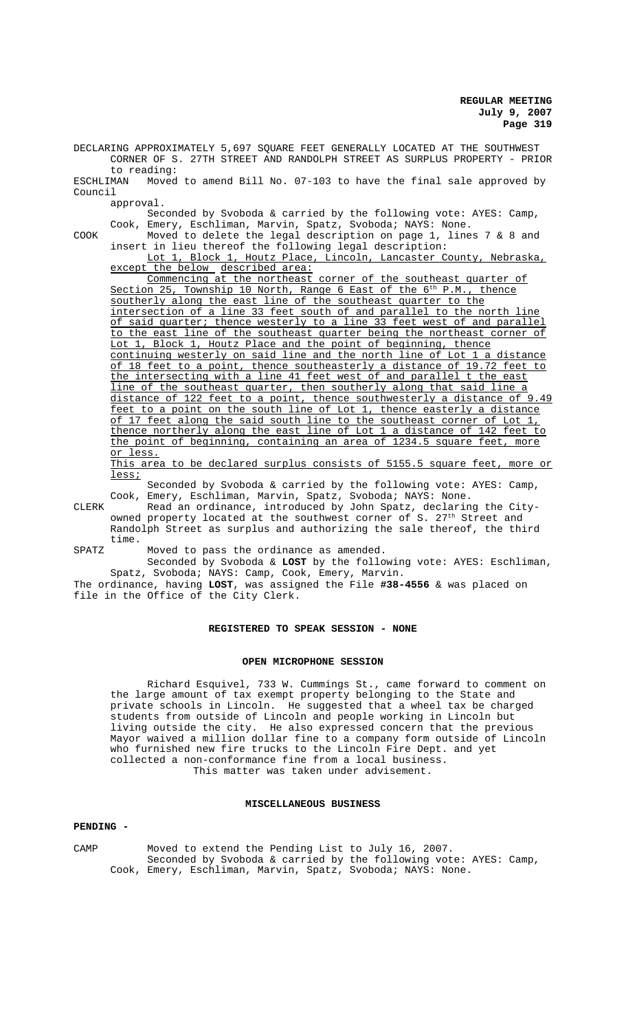DECLARING APPROXIMATELY 5,697 SQUARE FEET GENERALLY LOCATED AT THE SOUTHWEST CORNER OF S. 27TH STREET AND RANDOLPH STREET AS SURPLUS PROPERTY - PRIOR to reading:

ESCHLIMAN Moved to amend Bill No. 07-103 to have the final sale approved by Council approval.

Seconded by Svoboda & carried by the following vote: AYES: Camp, Cook, Emery, Eschliman, Marvin, Spatz, Svoboda; NAYS: None.

COOK Moved to delete the legal description on page 1, lines 7 & 8 and insert in lieu thereof the following legal description:

Lot 1, Block 1, Houtz Place, Lincoln, Lancaster County, Nebraska, except the below described area:

Commencing at the northeast corner of the southeast quarter of Section 25, Township 10 North, Range 6 East of the 6th P.M., thence southerly along the east line of the southeast quarter to the intersection of a line 33 feet south of and parallel to the north line of said quarter; thence westerly to a line 33 feet west of and parallel to the east line of the southeast quarter being the northeast corner of Lot 1, Block 1, Houtz Place and the point of beginning, thence continuing westerly on said line and the north line of Lot 1 a distance of 18 feet to a point, thence southeasterly a distance of 19.72 feet to the intersecting with a line 41 feet west of and parallel t the east line of the southeast quarter, then southerly along that said line a distance of 122 feet to a point, thence southwesterly a distance of 9.49 feet to a point on the south line of Lot 1, thence easterly a distance of 17 feet along the said south line to the southeast corner of Lot 1, thence northerly along the east line of Lot 1 a distance of 142 feet to the point of beginning, containing an area of 1234.5 square feet, more or less.

This area to be declared surplus consists of 5155.5 square feet, more or less;

Seconded by Svoboda & carried by the following vote: AYES: Camp, Cook, Emery, Eschliman, Marvin, Spatz, Svoboda; NAYS: None.

CLERK Read an ordinance, introduced by John Spatz, declaring the City-owned property located at the southwest corner of S. 27th Street and Randolph Street as surplus and authorizing the sale thereof, the third time.

SPATZ Moved to pass the ordinance as amended.

Seconded by Svoboda & **LOST** by the following vote: AYES: Eschliman, Spatz, Svoboda; NAYS: Camp, Cook, Emery, Marvin.

The ordinance, having **LOST**, was assigned the File **#38-4556** & was placed on file in the Office of the City Clerk.

## REGISTERED TO SPEAK SESSION - NONE

## OPEN MICROPHONE SESSION

Richard Esquivel, 733 W. Cummings St., came forward to comment on the large amount of tax exempt property belonging to the State and private schools in Lincoln. He suggested that a wheel tax be charged students from outside of Lincoln and people working in Lincoln but living outside the city. He also expressed concern that the previous Mayor waived a million dollar fine to a company form outside of Lincoln who furnished new fire trucks to the Lincoln Fire Dept. and yet collected a non-conformance fine from a local business.

This matter was taken under advisement.

## MISCELLANEOUS BUSINESS

**PENDING -**

CAMP Moved to extend the Pending List to July 16, 2007.

Seconded by Svoboda & carried by the following vote: AYES: Camp, Cook, Emery, Eschliman, Marvin, Spatz, Svoboda; NAYS: None.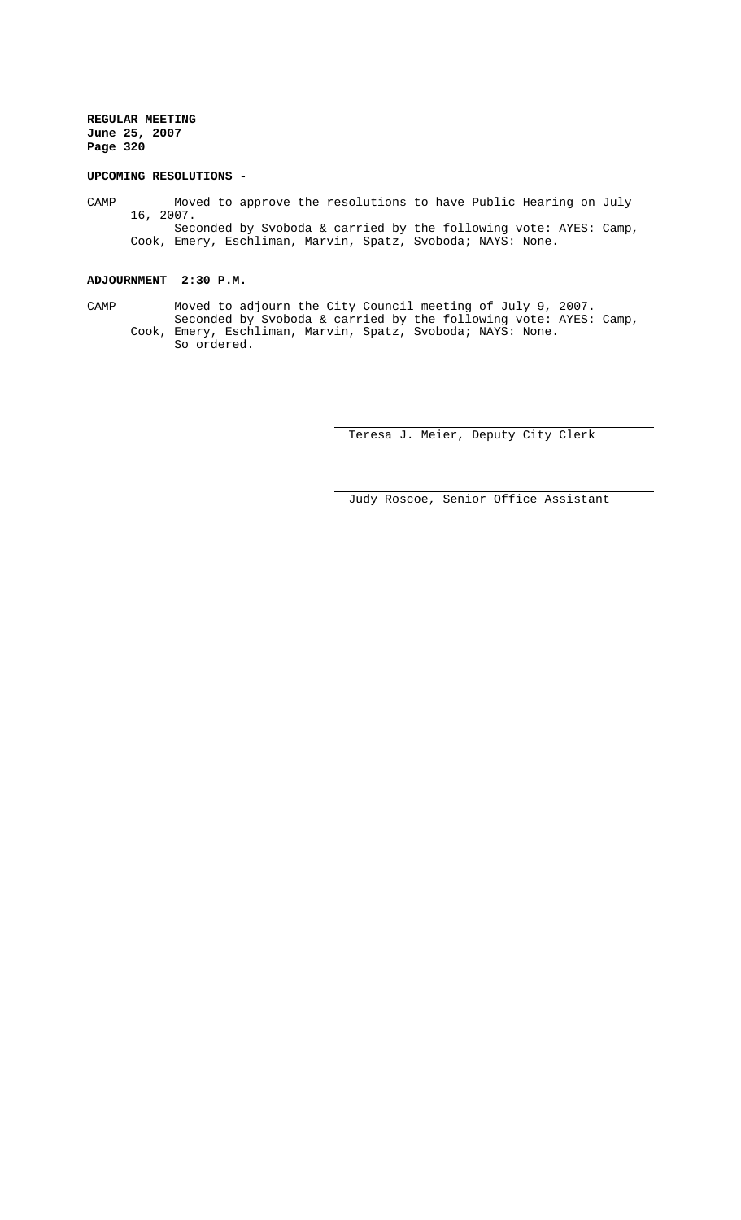**UPCOMING RESOLUTIONS -**

CAMP Moved to approve the resolutions to have Public Hearing on July 16, 2007.
Seconded by Svoboda & carried by the following vote: AYES: Camp, Cook, Emery, Eschliman, Marvin, Spatz, Svoboda; NAYS: None.

**ADJOURNMENT 2:30 P.M.**

CAMP Moved to adjourn the City Council meeting of July 9, 2007.
Seconded by Svoboda & carried by the following vote: AYES: Camp, Cook, Emery, Eschliman, Marvin, Spatz, Svoboda; NAYS: None.
So ordered.

Teresa J. Meier, Deputy City Clerk

Judy Roscoe, Senior Office Assistant